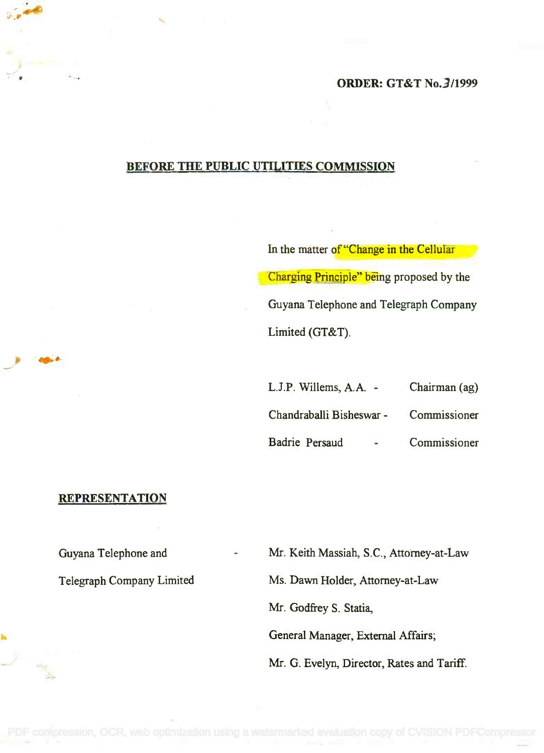**ORDER: GT&T No.3/1999**

## BEFORE THE PUBLIC UTILITIES COMMISSION

In the matter of "Change in the Cellular Charging Principle" being proposed by the Guyana Telephone and Telegraph Company Limited (GT&T).

| | | |
|---|---|---|
| L.J.P. Willems, A.A. | - | Chairman (ag) |
| Chandraballi Bisheswar | - | Commissioner |
| Badrie Persaud | - | Commissioner |

### REPRESENTATION

Guyana Telephone and Telegraph Company Limited - Mr. Keith Massiah, S.C., Attorney-at-Law

Ms. Dawn Holder, Attorney-at-Law

Mr. Godfrey S. Statia, General Manager, External Affairs;

Mr. G. Evelyn, Director, Rates and Tariff.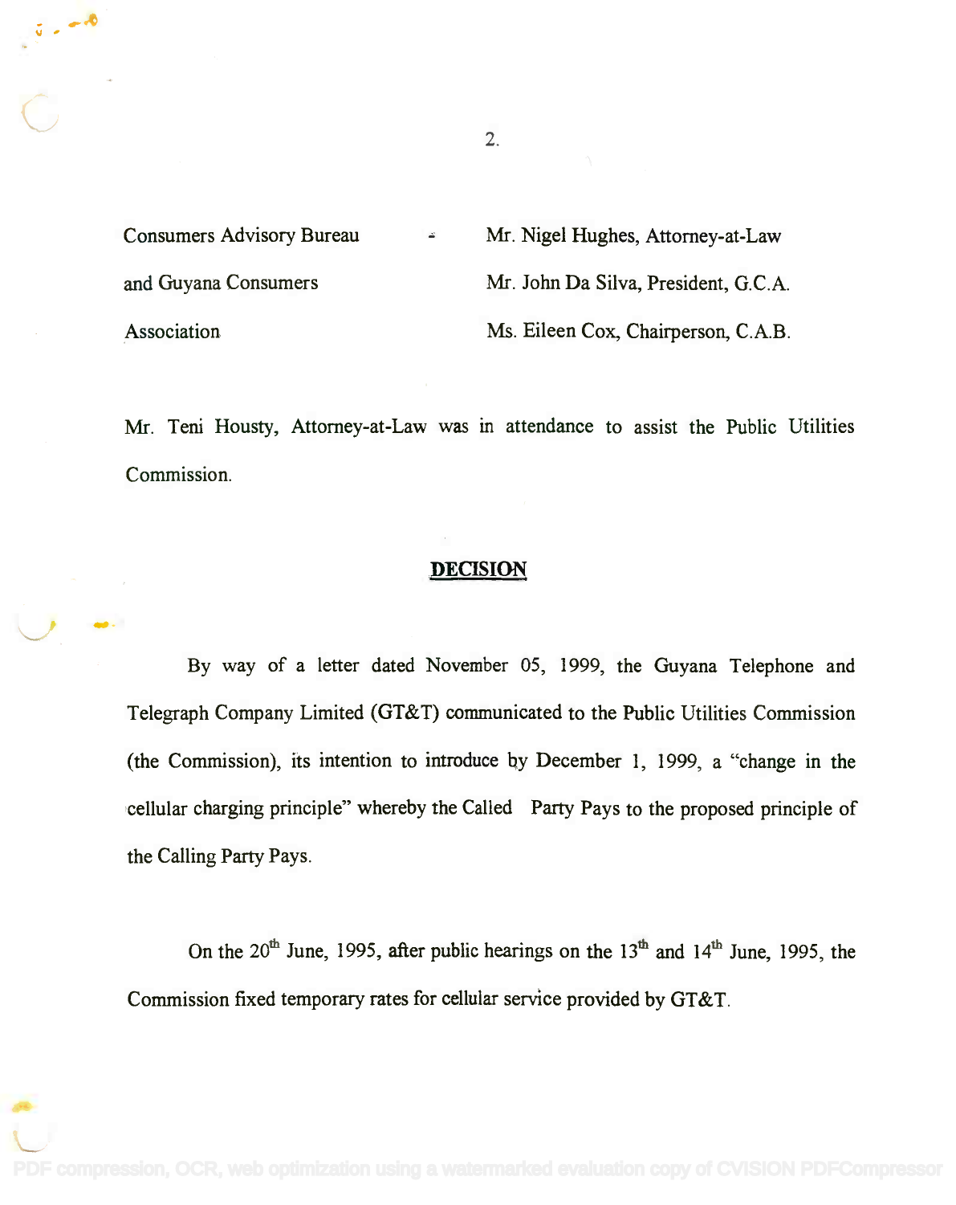| | |
|---|---|
| Consumers Advisory Bureau | Mr. Nigel Hughes, Attorney-at-Law |
| and Guyana Consumers | Mr. John Da Silva, President, G.C.A. |
| Association | Ms. Eileen Cox, Chairperson, C.A.B. |

Mr. Teni Housty, Attorney-at-Law was in attendance to assist the Public Utilities Commission.

## DECISION

By way of a letter dated November 05, 1999, the Guyana Telephone and Telegraph Company Limited (GT&T) communicated to the Public Utilities Commission (the Commission), its intention to introduce by December 1, 1999, a "change in the cellular charging principle" whereby the Called Party Pays to the proposed principle of the Calling Party Pays.

On the 20th June, 1995, after public hearings on the 13th and 14th June, 1995, the Commission fixed temporary rates for cellular service provided by GT&T.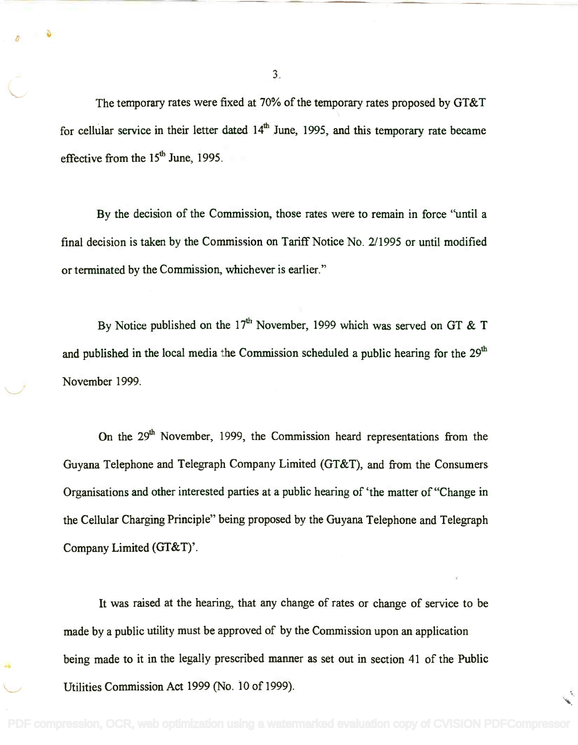The temporary rates were fixed at 70% of the temporary rates proposed by GT&T for cellular service in their letter dated 14th June, 1995, and this temporary rate became effective from the 15th June, 1995.

By the decision of the Commission, those rates were to remain in force "until a final decision is taken by the Commission on Tariff Notice No. 2/1995 or until modified or terminated by the Commission, whichever is earlier."

By Notice published on the 17th November, 1999 which was served on GT & T and published in the local media the Commission scheduled a public hearing for the 29th November 1999.

On the 29th November, 1999, the Commission heard representations from the Guyana Telephone and Telegraph Company Limited (GT&T), and from the Consumers Organisations and other interested parties at a public hearing of 'the matter of "Change in the Cellular Charging Principle" being proposed by the Guyana Telephone and Telegraph Company Limited (GT&T)'.

It was raised at the hearing, that any change of rates or change of service to be made by a public utility must be approved of by the Commission upon an application being made to it in the legally prescribed manner as set out in section 41 of the Public Utilities Commission Act 1999 (No. 10 of 1999).

PDF compression, OCR, web optimization using a watermarked evaluation copy of CVISION PDFCompressor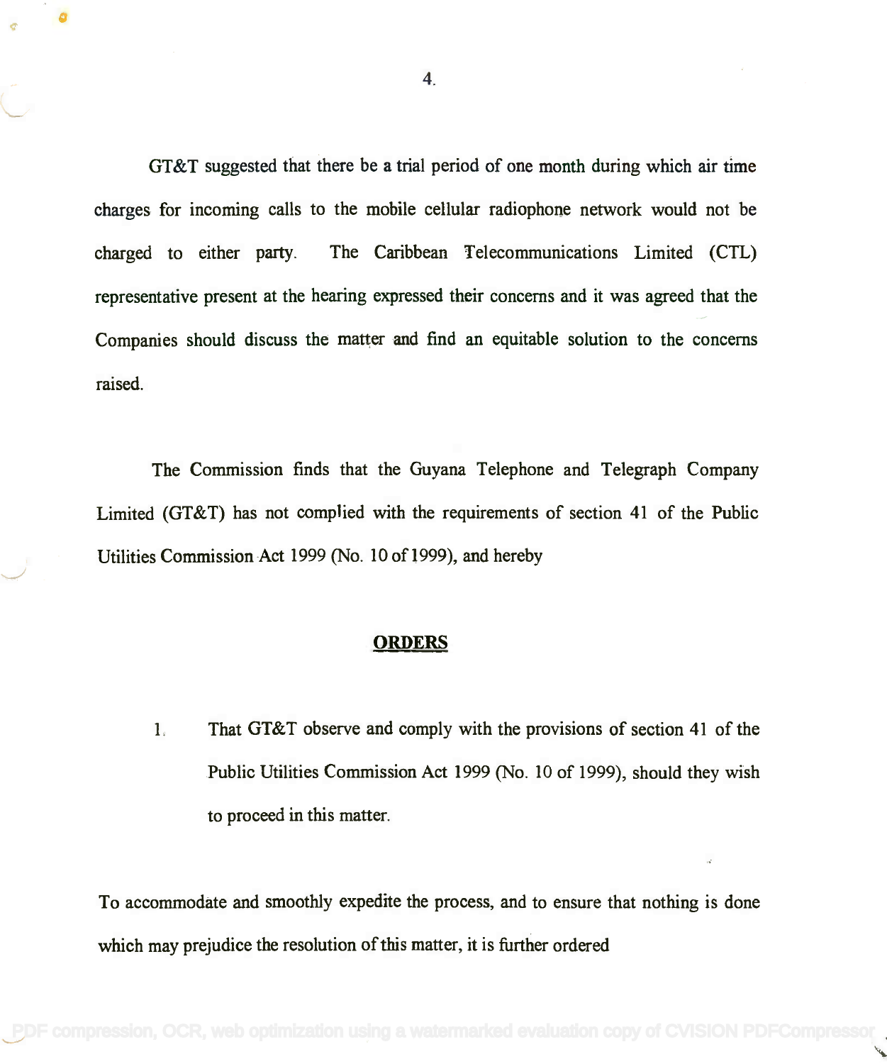GT&T suggested that there be a trial period of one month during which air time charges for incoming calls to the mobile cellular radiophone network would not be charged to either party. The Caribbean Telecommunications Limited (CTL) representative present at the hearing expressed their concerns and it was agreed that the Companies should discuss the matter and find an equitable solution to the concerns raised.

The Commission finds that the Guyana Telephone and Telegraph Company Limited (GT&T) has not complied with the requirements of section 41 of the Public Utilities Commission Act 1999 (No. 10 of 1999), and hereby

**ORDERS**

1. That GT&T observe and comply with the provisions of section 41 of the Public Utilities Commission Act 1999 (No. 10 of 1999), should they wish to proceed in this matter.

To accommodate and smoothly expedite the process, and to ensure that nothing is done which may prejudice the resolution of this matter, it is further ordered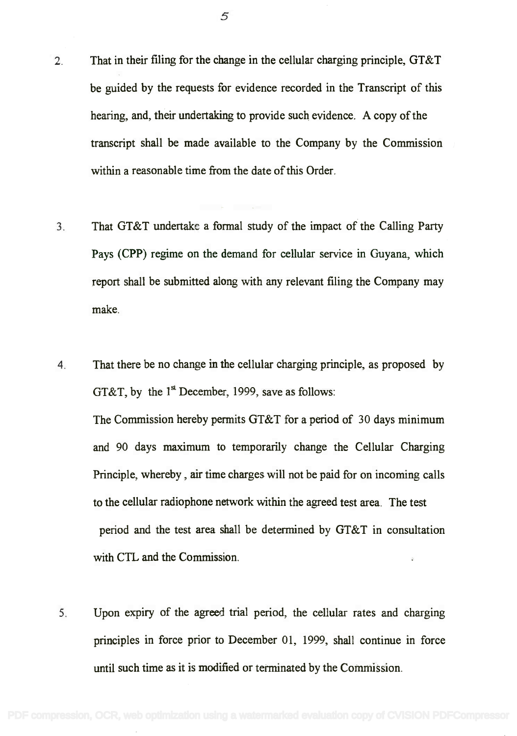2. That in their filing for the change in the cellular charging principle, GT&T be guided by the requests for evidence recorded in the Transcript of this hearing, and, their undertaking to provide such evidence. A copy of the transcript shall be made available to the Company by the Commission within a reasonable time from the date of this Order.

3. That GT&T undertake a formal study of the impact of the Calling Party Pays (CPP) regime on the demand for cellular service in Guyana, which report shall be submitted along with any relevant filing the Company may make.

4. That there be no change in the cellular charging principle, as proposed by GT&T, by the 1st December, 1999, save as follows:

   The Commission hereby permits GT&T for a period of 30 days minimum and 90 days maximum to temporarily change the Cellular Charging Principle, whereby, air time charges will not be paid for on incoming calls to the cellular radiophone network within the agreed test area. The test period and the test area shall be determined by GT&T in consultation with CTL and the Commission.

5. Upon expiry of the agreed trial period, the cellular rates and charging principles in force prior to December 01, 1999, shall continue in force until such time as it is modified or terminated by the Commission.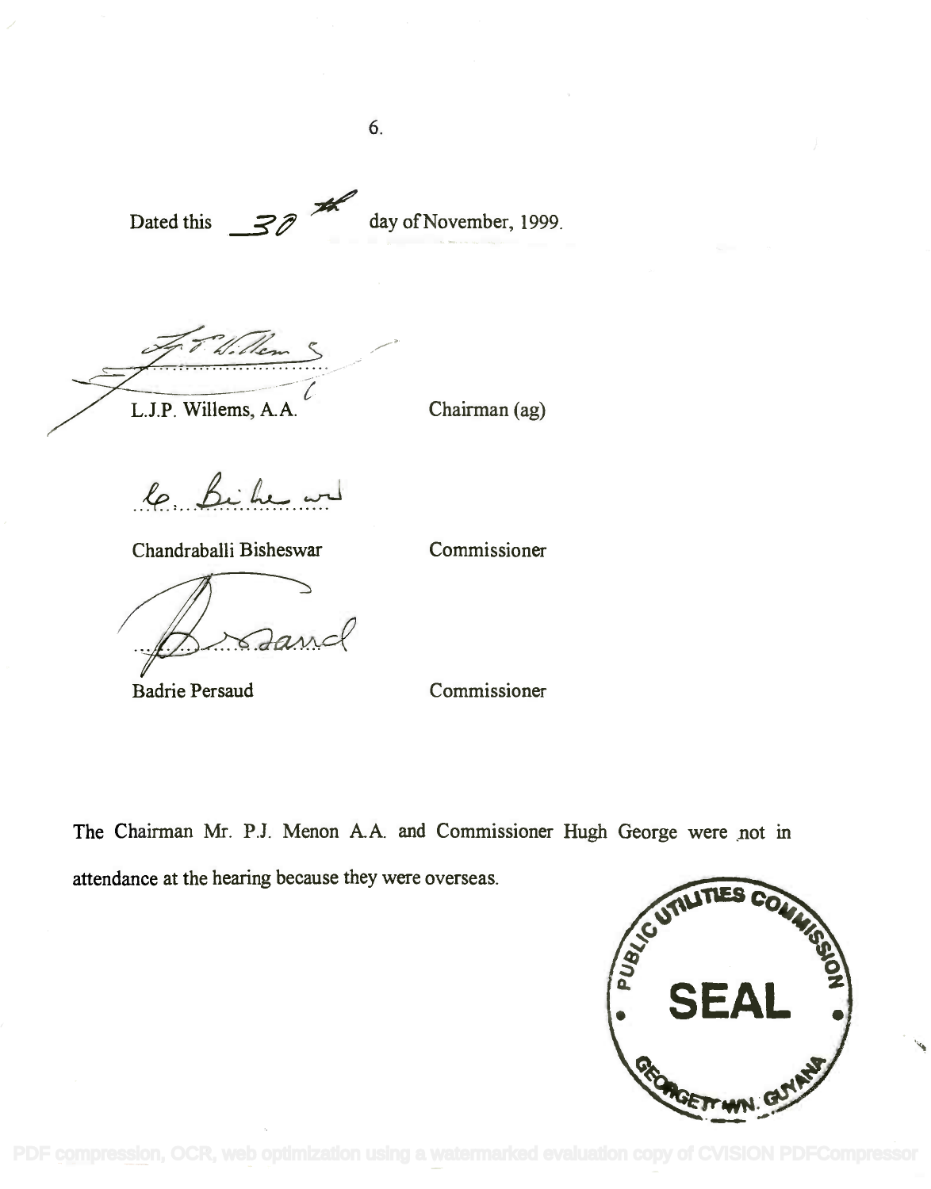Dated this 30th day of November, 1999.

L.J.P. Willems, A.A. Chairman (ag)

Chandraballi Bisheswar Commissioner

Badrie Persaud Commissioner

The Chairman Mr. P.J. Menon A.A. and Commissioner Hugh George were not in attendance at the hearing because they were overseas.

PUBLIC UTILITIES COMMISSION SEAL GEORGETOWN. GUYANA